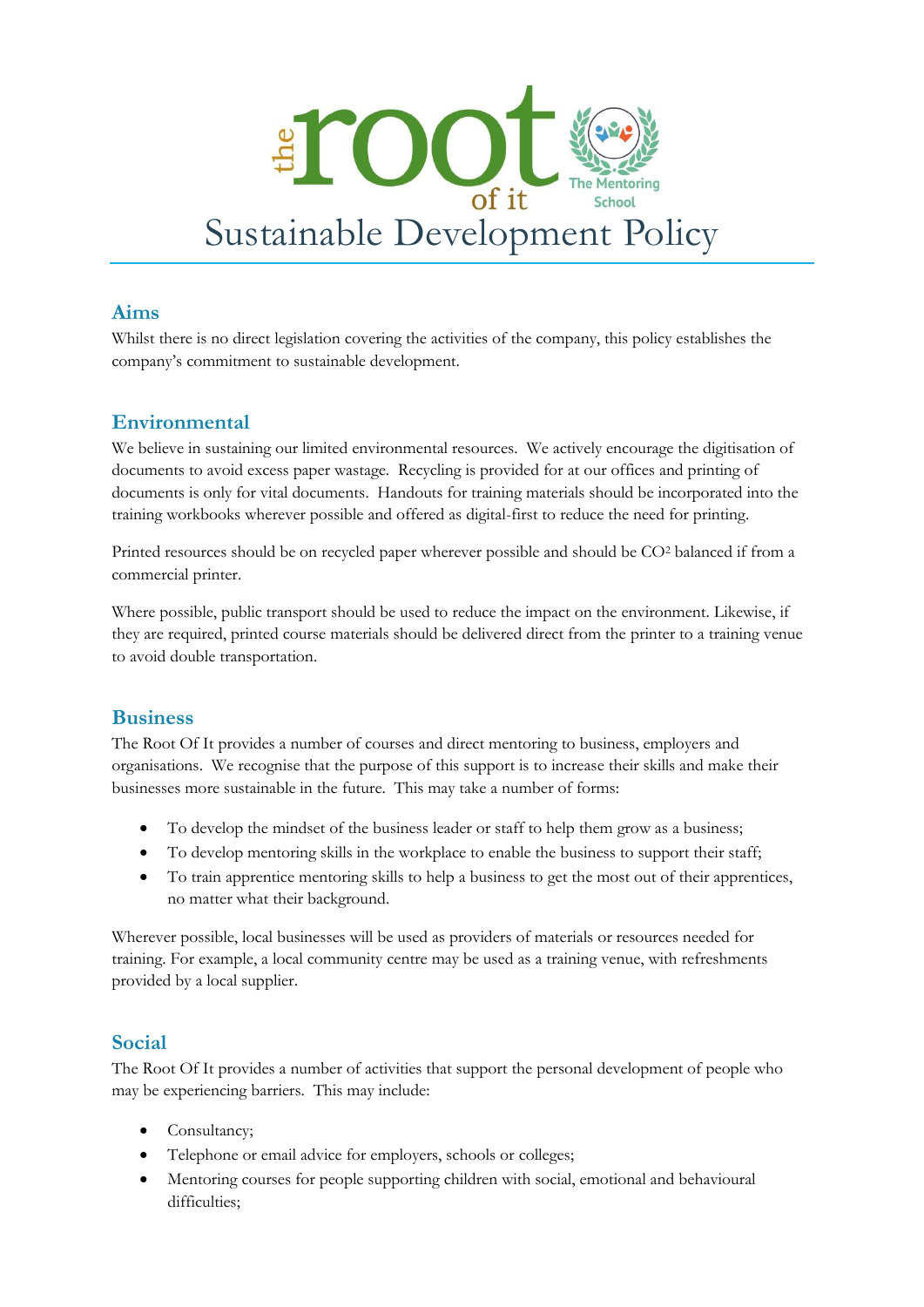# Sustainable Development Policy

## Aims

Whilst there is no direct legislation covering the activities of the company, this policy establishes the company's commitment to sustainable development.

## Environmental

We believe in sustaining our limited environmental resources. We actively encourage the digitisation of documents to avoid excess paper wastage. Recycling is provided for at our offices and printing of documents is only for vital documents. Handouts for training materials should be incorporated into the training workbooks wherever possible and offered as digital-first to reduce the need for printing.

Printed resources should be on recycled paper wherever possible and should be $CO^2$ balanced if from a commercial printer.

Where possible, public transport should be used to reduce the impact on the environment. Likewise, if they are required, printed course materials should be delivered direct from the printer to a training venue to avoid double transportation.

## Business

The Root Of It provides a number of courses and direct mentoring to business, employers and organisations. We recognise that the purpose of this support is to increase their skills and make their businesses more sustainable in the future. This may take a number of forms:

- To develop the mindset of the business leader or staff to help them grow as a business;
- To develop mentoring skills in the workplace to enable the business to support their staff;
- To train apprentice mentoring skills to help a business to get the most out of their apprentices, no matter what their background.

Wherever possible, local businesses will be used as providers of materials or resources needed for training. For example, a local community centre may be used as a training venue, with refreshments provided by a local supplier.

## Social

The Root Of It provides a number of activities that support the personal development of people who may be experiencing barriers. This may include:

- Consultancy;
- Telephone or email advice for employers, schools or colleges;
- Mentoring courses for people supporting children with social, emotional and behavioural difficulties;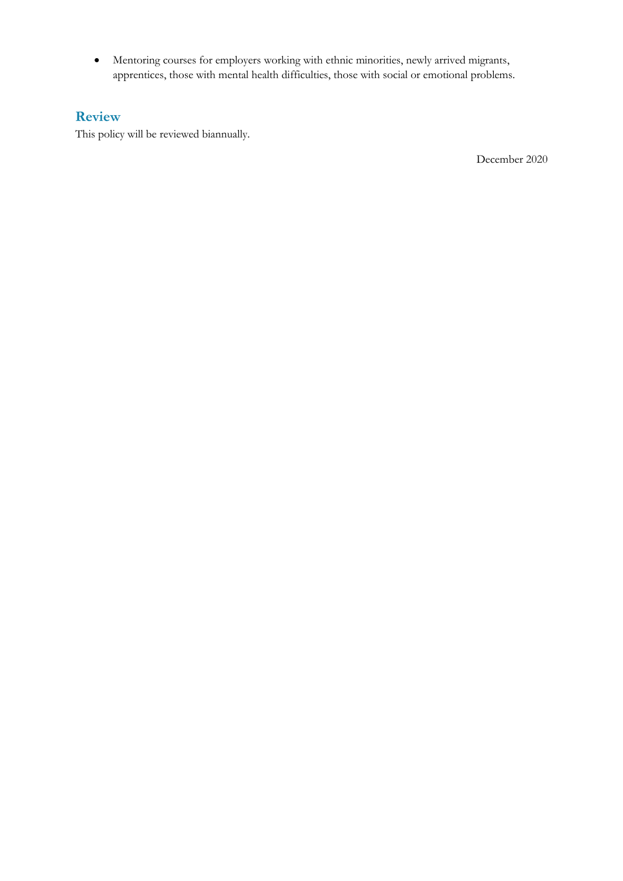- Mentoring courses for employers working with ethnic minorities, newly arrived migrants, apprentices, those with mental health difficulties, those with social or emotional problems.

## Review

This policy will be reviewed biannually.

December 2020